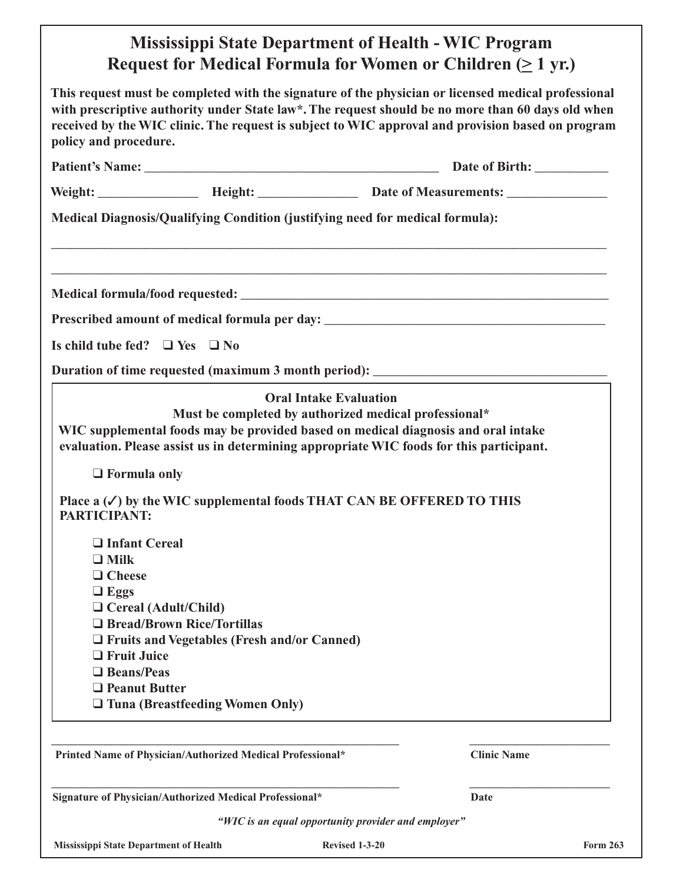# Mississippi State Department of Health - WIC Program
## Request for Medical Formula for Women or Children ($\geq$ 1 yr.)

**This request must be completed with the signature of the physician or licensed medical professional with prescriptive authority under State law*. The request should be no more than 60 days old when received by the WIC clinic. The request is subject to WIC approval and provision based on program policy and procedure.**

**Patient's Name:** ____________________________________________ **Date of Birth:** ___________

**Weight:** _______________ **Height:** _______________ **Date of Measurements:** _______________

**Medical Diagnosis/Qualifying Condition (justifying need for medical formula):**

_____________________________________________________________________________________

_____________________________________________________________________________________

**Medical formula/food requested:** ___________________________________________________________

**Prescribed amount of medical formula per day:** ____________________________________________

**Is child tube fed?** ❑ **Yes** ❑ **No**

**Duration of time requested (maximum 3 month period):** __________________________________

---

**Oral Intake Evaluation**

**Must be completed by authorized medical professional***

**WIC supplemental foods may be provided based on medical diagnosis and oral intake evaluation. Please assist us in determining appropriate WIC foods for this participant.**

❑ **Formula only**

**Place a (✓) by the WIC supplemental foods THAT CAN BE OFFERED TO THIS PARTICIPANT:**

- ❑ **Infant Cereal**
- ❑ **Milk**
- ❑ **Cheese**
- ❑ **Eggs**
- ❑ **Cereal (Adult/Child)**
- ❑ **Bread/Brown Rice/Tortillas**
- ❑ **Fruits and Vegetables (Fresh and/or Canned)**
- ❑ **Fruit Juice**
- ❑ **Beans/Peas**
- ❑ **Peanut Butter**
- ❑ **Tuna (Breastfeeding Women Only)**

---

____________________________________________ ____________________

**Printed Name of Physician/Authorized Medical Professional*** **Clinic Name**

____________________________________________ ____________________

**Signature of Physician/Authorized Medical Professional*** **Date**

***"WIC is an equal opportunity provider and employer"***

**Mississippi State Department of Health** **Revised 1-3-20** **Form 263**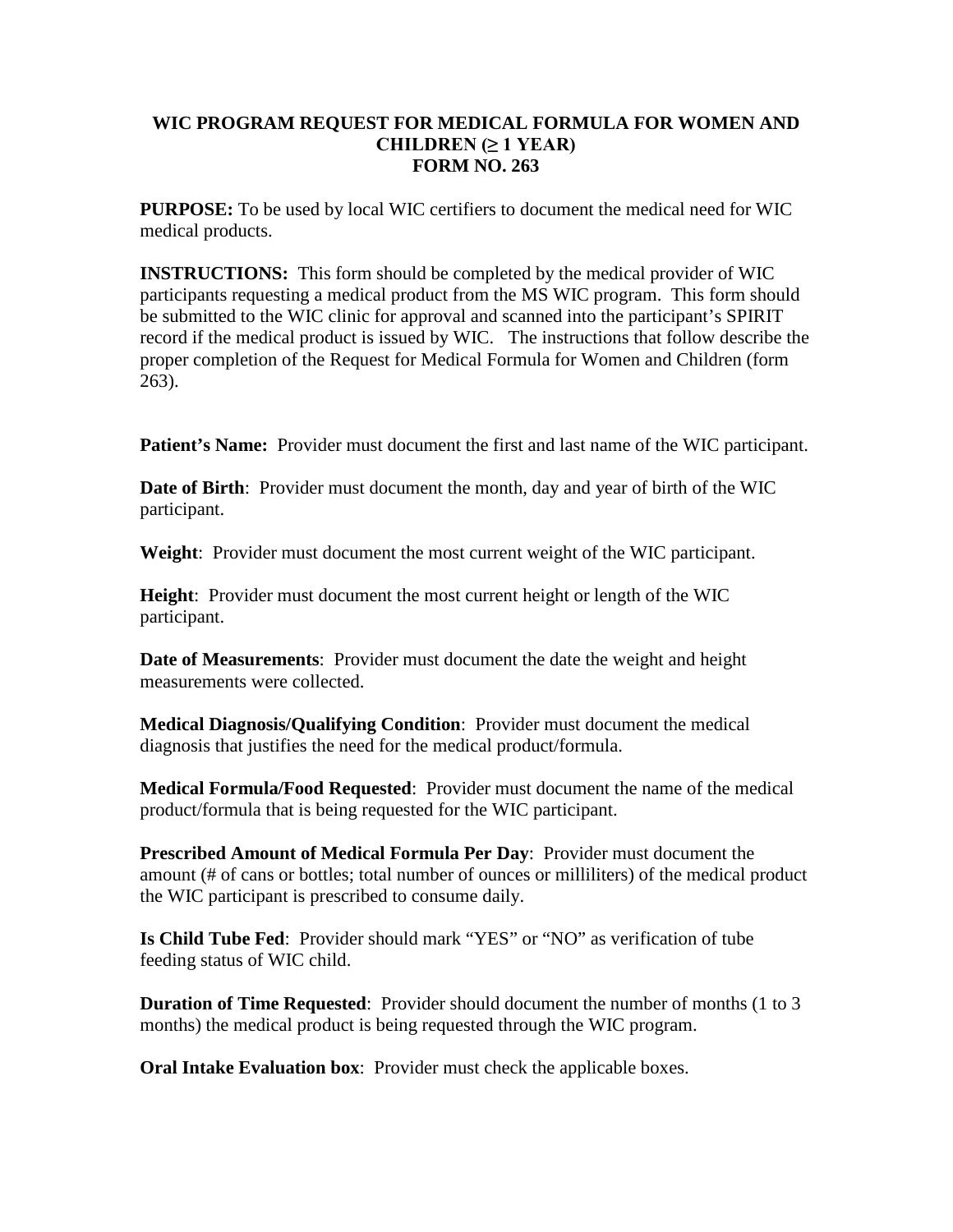**WIC PROGRAM REQUEST FOR MEDICAL FORMULA FOR WOMEN AND CHILDREN (≥ 1 YEAR)**
**FORM NO. 263**

**PURPOSE:** To be used by local WIC certifiers to document the medical need for WIC medical products.

**INSTRUCTIONS:** This form should be completed by the medical provider of WIC participants requesting a medical product from the MS WIC program. This form should be submitted to the WIC clinic for approval and scanned into the participant's SPIRIT record if the medical product is issued by WIC. The instructions that follow describe the proper completion of the Request for Medical Formula for Women and Children (form 263).

**Patient's Name:** Provider must document the first and last name of the WIC participant.

**Date of Birth**: Provider must document the month, day and year of birth of the WIC participant.

**Weight**: Provider must document the most current weight of the WIC participant.

**Height**: Provider must document the most current height or length of the WIC participant.

**Date of Measurements**: Provider must document the date the weight and height measurements were collected.

**Medical Diagnosis/Qualifying Condition**: Provider must document the medical diagnosis that justifies the need for the medical product/formula.

**Medical Formula/Food Requested**: Provider must document the name of the medical product/formula that is being requested for the WIC participant.

**Prescribed Amount of Medical Formula Per Day**: Provider must document the amount (# of cans or bottles; total number of ounces or milliliters) of the medical product the WIC participant is prescribed to consume daily.

**Is Child Tube Fed**: Provider should mark "YES" or "NO" as verification of tube feeding status of WIC child.

**Duration of Time Requested**: Provider should document the number of months (1 to 3 months) the medical product is being requested through the WIC program.

**Oral Intake Evaluation box**: Provider must check the applicable boxes.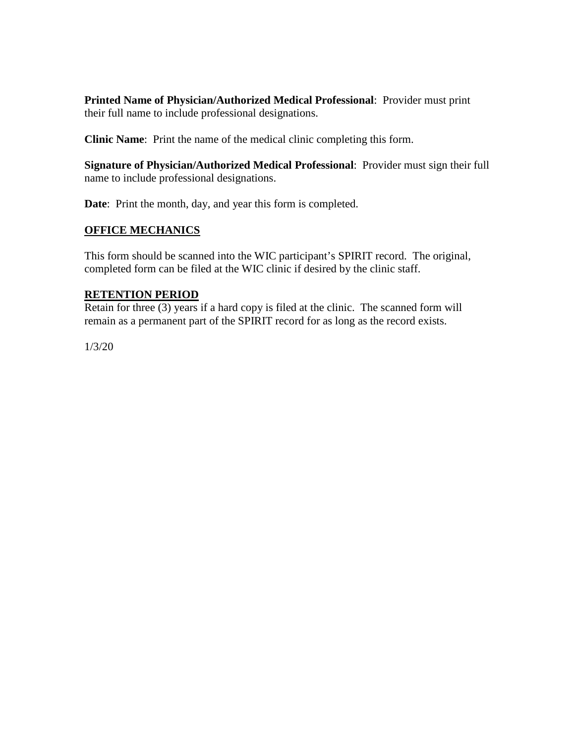**Printed Name of Physician/Authorized Medical Professional**: Provider must print their full name to include professional designations.

**Clinic Name**: Print the name of the medical clinic completing this form.

**Signature of Physician/Authorized Medical Professional**: Provider must sign their full name to include professional designations.

**Date**: Print the month, day, and year this form is completed.

## OFFICE MECHANICS

This form should be scanned into the WIC participant's SPIRIT record. The original, completed form can be filed at the WIC clinic if desired by the clinic staff.

## RETENTION PERIOD

Retain for three (3) years if a hard copy is filed at the clinic. The scanned form will remain as a permanent part of the SPIRIT record for as long as the record exists.

1/3/20